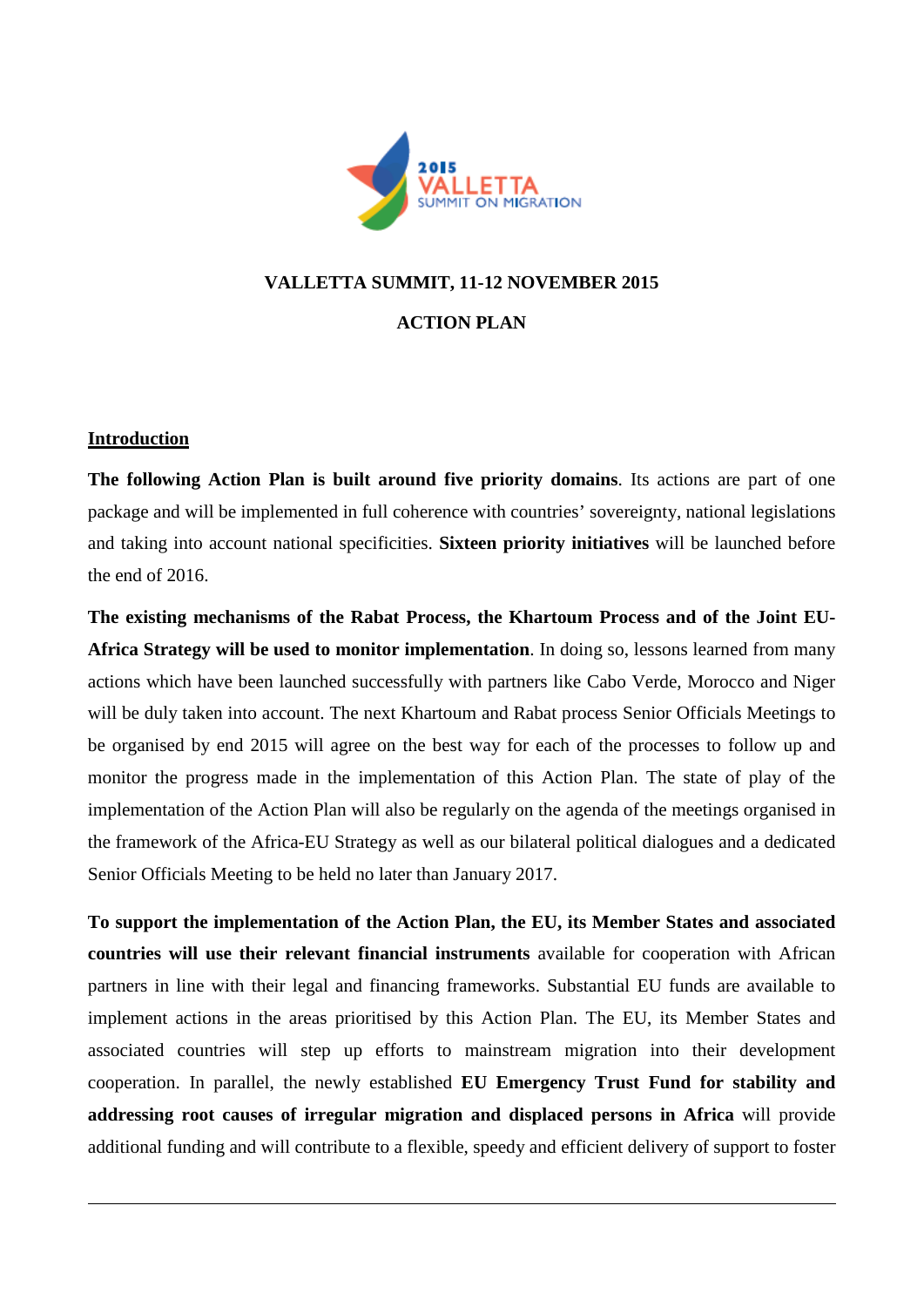**VALLETTA SUMMIT, 11-12 NOVEMBER 2015**

**ACTION PLAN**

## Introduction

**The following Action Plan is built around five priority domains**. Its actions are part of one package and will be implemented in full coherence with countries' sovereignty, national legislations and taking into account national specificities. **Sixteen priority initiatives** will be launched before the end of 2016.

**The existing mechanisms of the Rabat Process, the Khartoum Process and of the Joint EU-Africa Strategy will be used to monitor implementation**. In doing so, lessons learned from many actions which have been launched successfully with partners like Cabo Verde, Morocco and Niger will be duly taken into account. The next Khartoum and Rabat process Senior Officials Meetings to be organised by end 2015 will agree on the best way for each of the processes to follow up and monitor the progress made in the implementation of this Action Plan. The state of play of the implementation of the Action Plan will also be regularly on the agenda of the meetings organised in the framework of the Africa-EU Strategy as well as our bilateral political dialogues and a dedicated Senior Officials Meeting to be held no later than January 2017.

**To support the implementation of the Action Plan, the EU, its Member States and associated countries will use their relevant financial instruments** available for cooperation with African partners in line with their legal and financing frameworks. Substantial EU funds are available to implement actions in the areas prioritised by this Action Plan. The EU, its Member States and associated countries will step up efforts to mainstream migration into their development cooperation. In parallel, the newly established **EU Emergency Trust Fund for stability and addressing root causes of irregular migration and displaced persons in Africa** will provide additional funding and will contribute to a flexible, speedy and efficient delivery of support to foster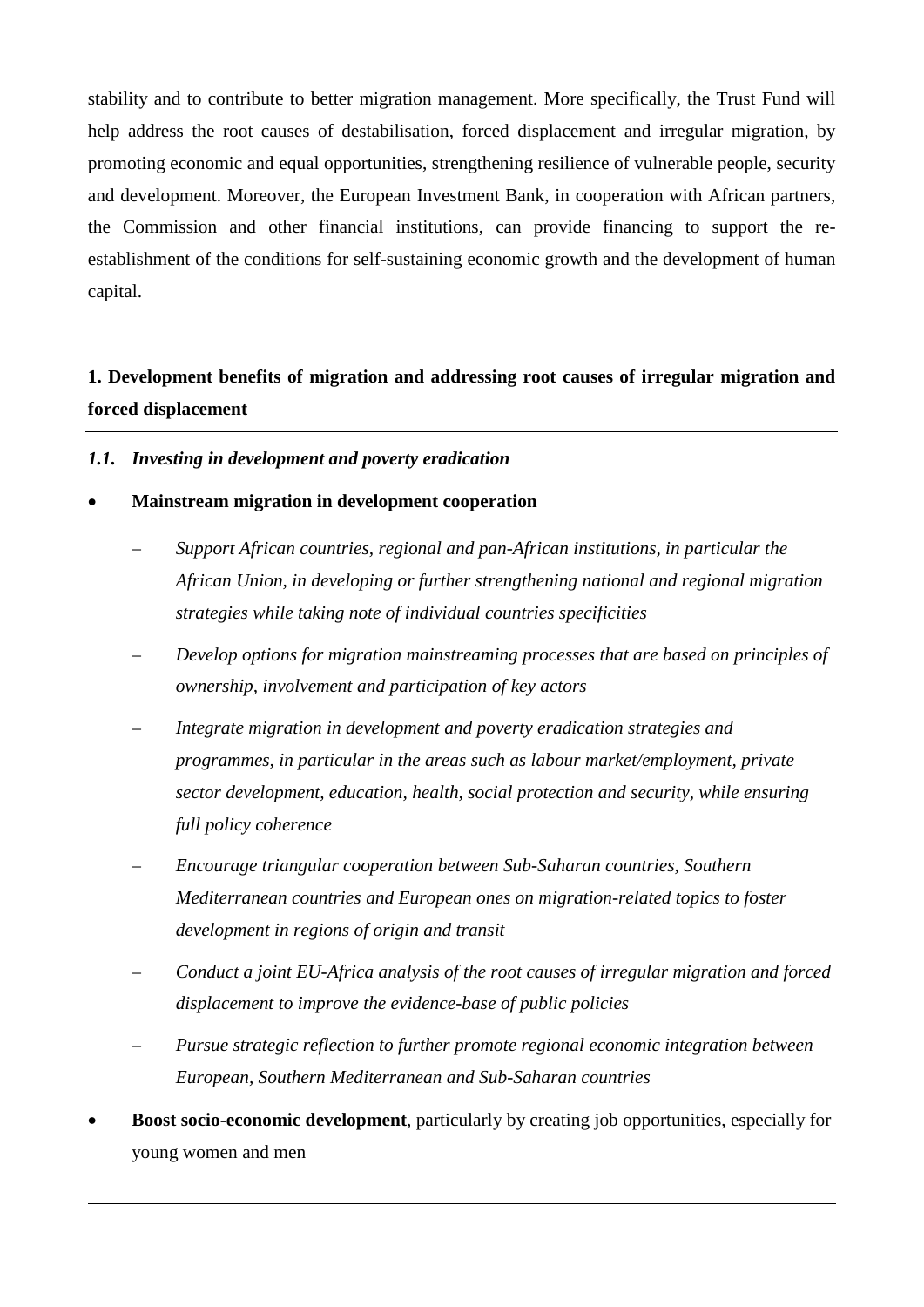stability and to contribute to better migration management. More specifically, the Trust Fund will help address the root causes of destabilisation, forced displacement and irregular migration, by promoting economic and equal opportunities, strengthening resilience of vulnerable people, security and development. Moreover, the European Investment Bank, in cooperation with African partners, the Commission and other financial institutions, can provide financing to support the re-establishment of the conditions for self-sustaining economic growth and the development of human capital.

## 1. Development benefits of migration and addressing root causes of irregular migration and forced displacement

### *1.1. Investing in development and poverty eradication*

- **Mainstream migration in development cooperation**
  - *Support African countries, regional and pan-African institutions, in particular the African Union, in developing or further strengthening national and regional migration strategies while taking note of individual countries specificities*
  - *Develop options for migration mainstreaming processes that are based on principles of ownership, involvement and participation of key actors*
  - *Integrate migration in development and poverty eradication strategies and programmes, in particular in the areas such as labour market/employment, private sector development, education, health, social protection and security, while ensuring full policy coherence*
  - *Encourage triangular cooperation between Sub-Saharan countries, Southern Mediterranean countries and European ones on migration-related topics to foster development in regions of origin and transit*
  - *Conduct a joint EU-Africa analysis of the root causes of irregular migration and forced displacement to improve the evidence-base of public policies*
  - *Pursue strategic reflection to further promote regional economic integration between European, Southern Mediterranean and Sub-Saharan countries*
- **Boost socio-economic development**, particularly by creating job opportunities, especially for young women and men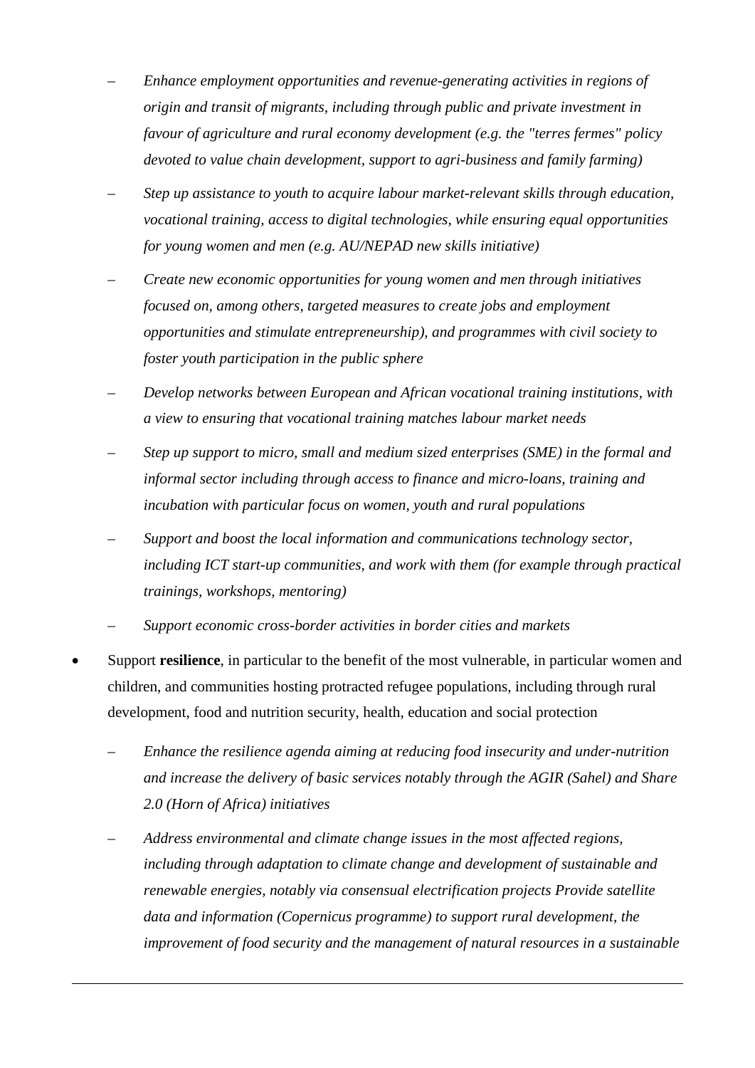- *Enhance employment opportunities and revenue-generating activities in regions of origin and transit of migrants, including through public and private investment in favour of agriculture and rural economy development (e.g. the "terres fermes" policy devoted to value chain development, support to agri-business and family farming)*

  - *Step up assistance to youth to acquire labour market-relevant skills through education, vocational training, access to digital technologies, while ensuring equal opportunities for young women and men (e.g. AU/NEPAD new skills initiative)*

  - *Create new economic opportunities for young women and men through initiatives focused on, among others, targeted measures to create jobs and employment opportunities and stimulate entrepreneurship), and programmes with civil society to foster youth participation in the public sphere*

  - *Develop networks between European and African vocational training institutions, with a view to ensuring that vocational training matches labour market needs*

  - *Step up support to micro, small and medium sized enterprises (SME) in the formal and informal sector including through access to finance and micro-loans, training and incubation with particular focus on women, youth and rural populations*

  - *Support and boost the local information and communications technology sector, including ICT start-up communities, and work with them (for example through practical trainings, workshops, mentoring)*

  - *Support economic cross-border activities in border cities and markets*

- Support **resilience**, in particular to the benefit of the most vulnerable, in particular women and children, and communities hosting protracted refugee populations, including through rural development, food and nutrition security, health, education and social protection

  - *Enhance the resilience agenda aiming at reducing food insecurity and under-nutrition and increase the delivery of basic services notably through the AGIR (Sahel) and Share 2.0 (Horn of Africa) initiatives*

  - *Address environmental and climate change issues in the most affected regions, including through adaptation to climate change and development of sustainable and renewable energies, notably via consensual electrification projects Provide satellite data and information (Copernicus programme) to support rural development, the improvement of food security and the management of natural resources in a sustainable*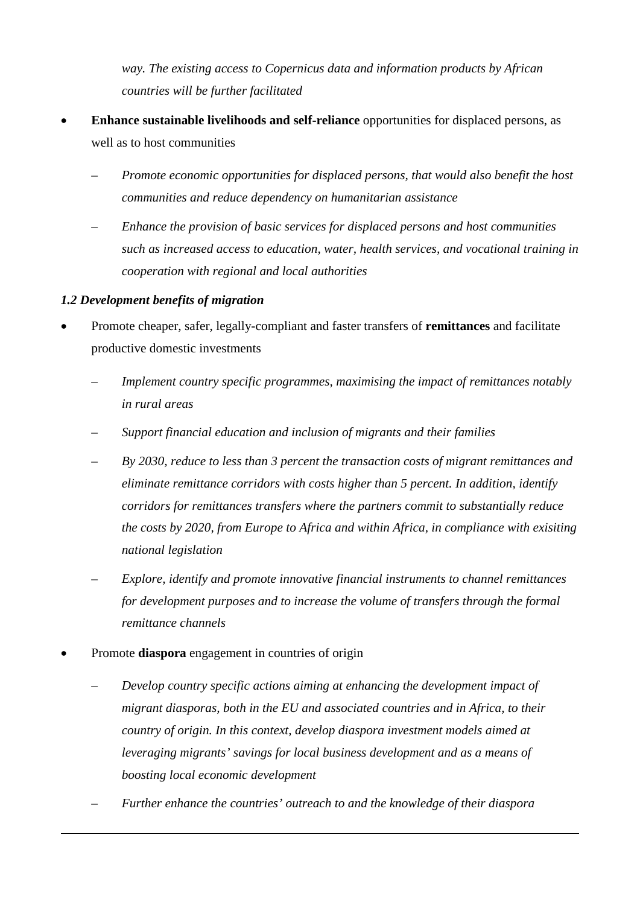*way. The existing access to Copernicus data and information products by African countries will be further facilitated*

- **Enhance sustainable livelihoods and self-reliance** opportunities for displaced persons, as well as to host communities
  - *Promote economic opportunities for displaced persons, that would also benefit the host communities and reduce dependency on humanitarian assistance*
  - *Enhance the provision of basic services for displaced persons and host communities such as increased access to education, water, health services, and vocational training in cooperation with regional and local authorities*

### *1.2 Development benefits of migration*

- Promote cheaper, safer, legally-compliant and faster transfers of **remittances** and facilitate productive domestic investments
  - *Implement country specific programmes, maximising the impact of remittances notably in rural areas*
  - *Support financial education and inclusion of migrants and their families*
  - *By 2030, reduce to less than 3 percent the transaction costs of migrant remittances and eliminate remittance corridors with costs higher than 5 percent. In addition, identify corridors for remittances transfers where the partners commit to substantially reduce the costs by 2020, from Europe to Africa and within Africa, in compliance with exisiting national legislation*
  - *Explore, identify and promote innovative financial instruments to channel remittances for development purposes and to increase the volume of transfers through the formal remittance channels*
- Promote **diaspora** engagement in countries of origin
  - *Develop country specific actions aiming at enhancing the development impact of migrant diasporas, both in the EU and associated countries and in Africa, to their country of origin. In this context, develop diaspora investment models aimed at leveraging migrants' savings for local business development and as a means of boosting local economic development*
  - *Further enhance the countries' outreach to and the knowledge of their diaspora*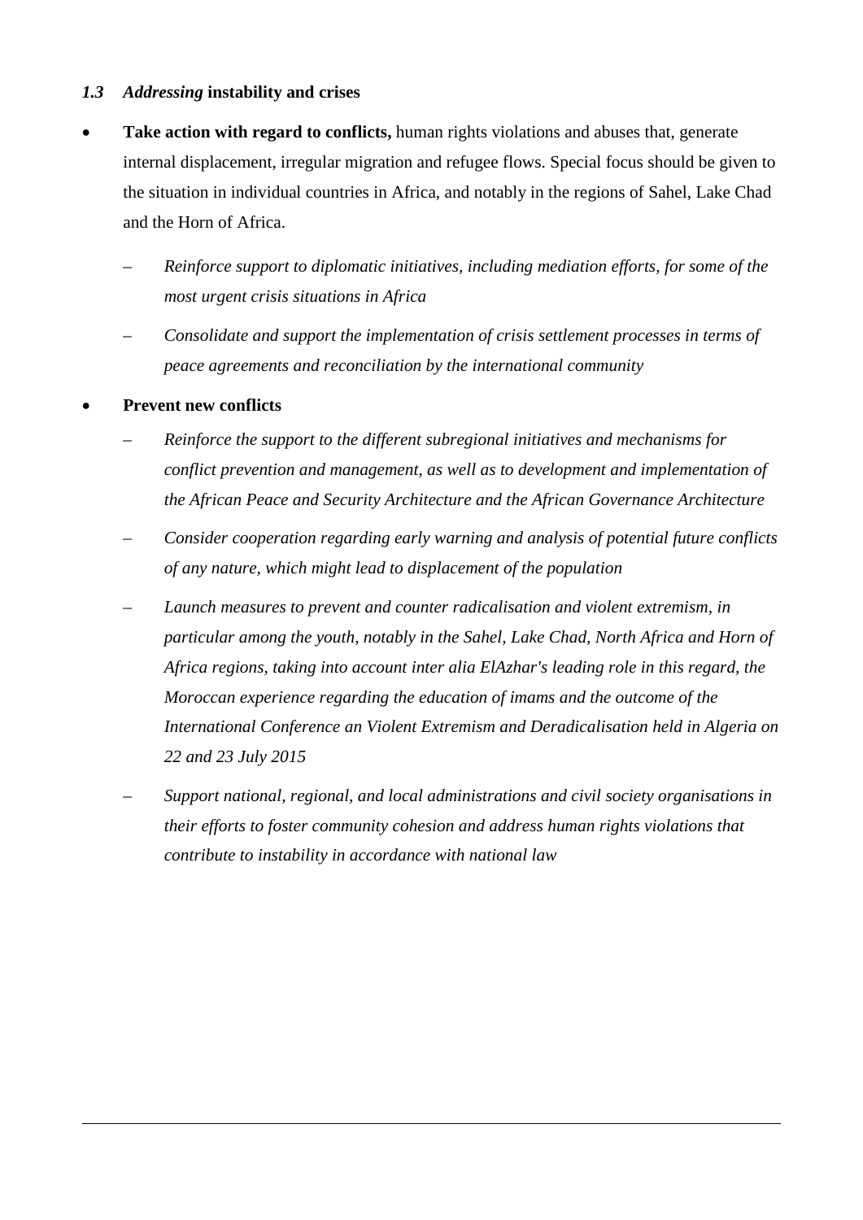### *1.3 Addressing* **instability and crises**

- **Take action with regard to conflicts,** human rights violations and abuses that, generate internal displacement, irregular migration and refugee flows. Special focus should be given to the situation in individual countries in Africa, and notably in the regions of Sahel, Lake Chad and the Horn of Africa.
  - *Reinforce support to diplomatic initiatives, including mediation efforts, for some of the most urgent crisis situations in Africa*
  - *Consolidate and support the implementation of crisis settlement processes in terms of peace agreements and reconciliation by the international community*
- **Prevent new conflicts**
  - *Reinforce the support to the different subregional initiatives and mechanisms for conflict prevention and management, as well as to development and implementation of the African Peace and Security Architecture and the African Governance Architecture*
  - *Consider cooperation regarding early warning and analysis of potential future conflicts of any nature, which might lead to displacement of the population*
  - *Launch measures to prevent and counter radicalisation and violent extremism, in particular among the youth, notably in the Sahel, Lake Chad, North Africa and Horn of Africa regions, taking into account inter alia ElAzhar's leading role in this regard, the Moroccan experience regarding the education of imams and the outcome of the International Conference an Violent Extremism and Deradicalisation held in Algeria on 22 and 23 July 2015*
  - *Support national, regional, and local administrations and civil society organisations in their efforts to foster community cohesion and address human rights violations that contribute to instability in accordance with national law*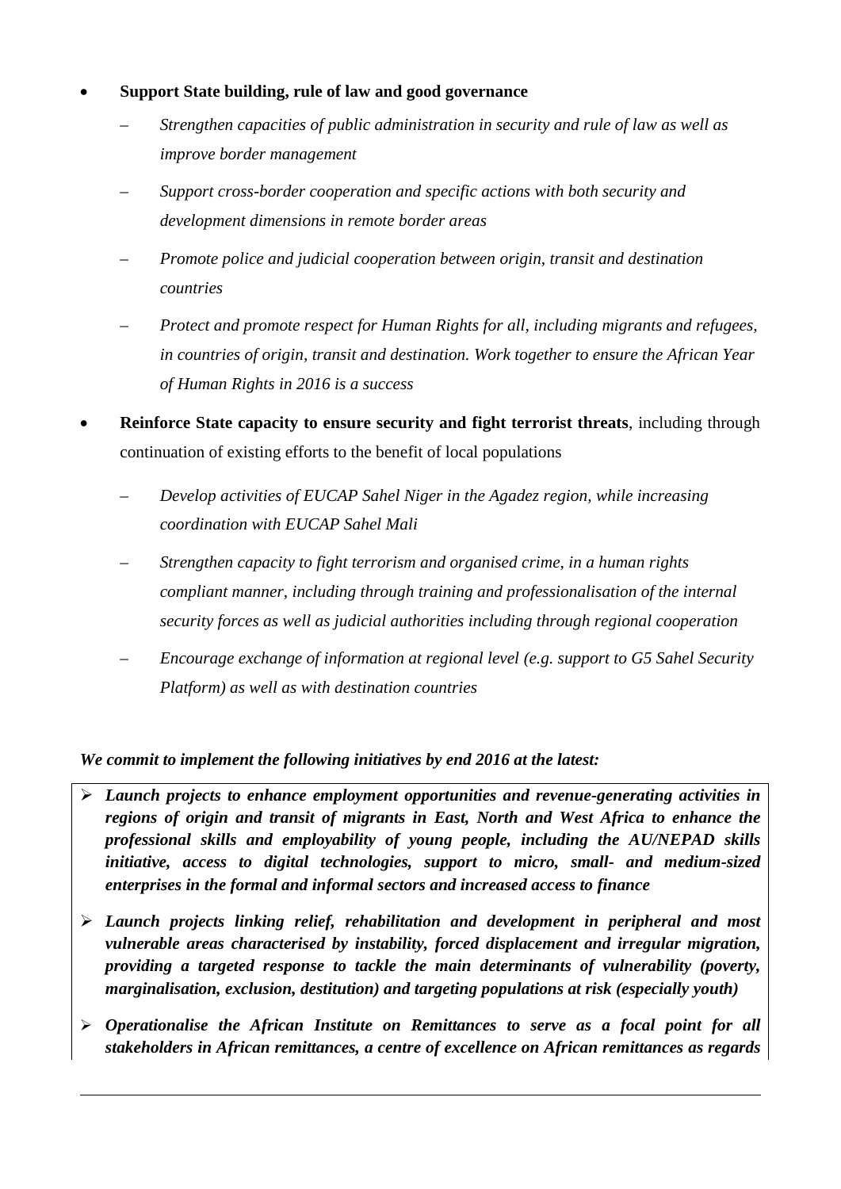- **Support State building, rule of law and good governance**
  - *Strengthen capacities of public administration in security and rule of law as well as improve border management*
  - *Support cross-border cooperation and specific actions with both security and development dimensions in remote border areas*
  - *Promote police and judicial cooperation between origin, transit and destination countries*
  - *Protect and promote respect for Human Rights for all, including migrants and refugees, in countries of origin, transit and destination. Work together to ensure the African Year of Human Rights in 2016 is a success*
- **Reinforce State capacity to ensure security and fight terrorist threats**, including through continuation of existing efforts to the benefit of local populations
  - *Develop activities of EUCAP Sahel Niger in the Agadez region, while increasing coordination with EUCAP Sahel Mali*
  - *Strengthen capacity to fight terrorism and organised crime, in a human rights compliant manner, including through training and professionalisation of the internal security forces as well as judicial authorities including through regional cooperation*
  - *Encourage exchange of information at regional level (e.g. support to G5 Sahel Security Platform) as well as with destination countries*

***We commit to implement the following initiatives by end 2016 at the latest:***

- ***Launch projects to enhance employment opportunities and revenue-generating activities in regions of origin and transit of migrants in East, North and West Africa to enhance the professional skills and employability of young people, including the AU/NEPAD skills initiative, access to digital technologies, support to micro, small- and medium-sized enterprises in the formal and informal sectors and increased access to finance***
- ***Launch projects linking relief, rehabilitation and development in peripheral and most vulnerable areas characterised by instability, forced displacement and irregular migration, providing a targeted response to tackle the main determinants of vulnerability (poverty, marginalisation, exclusion, destitution) and targeting populations at risk (especially youth)***
- ***Operationalise the African Institute on Remittances to serve as a focal point for all stakeholders in African remittances, a centre of excellence on African remittances as regards***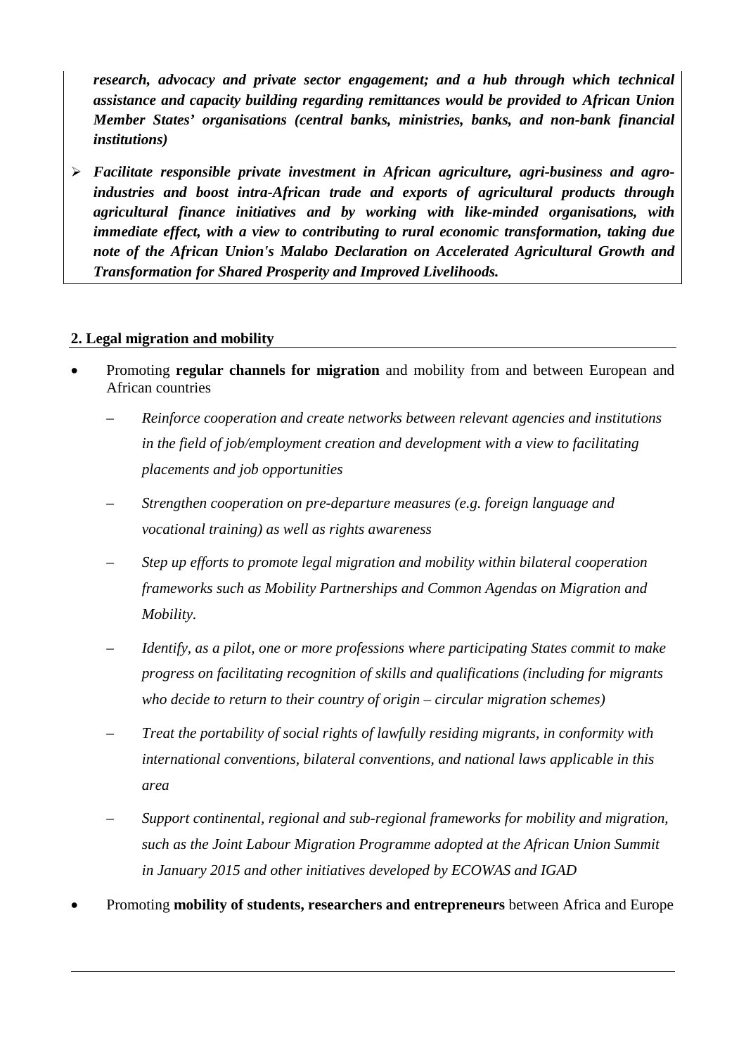***research, advocacy and private sector engagement; and a hub through which technical assistance and capacity building regarding remittances would be provided to African Union Member States' organisations (central banks, ministries, banks, and non-bank financial institutions)***

- ***Facilitate responsible private investment in African agriculture, agri-business and agro-industries and boost intra-African trade and exports of agricultural products through agricultural finance initiatives and by working with like-minded organisations, with immediate effect, with a view to contributing to rural economic transformation, taking due note of the African Union's Malabo Declaration on Accelerated Agricultural Growth and Transformation for Shared Prosperity and Improved Livelihoods.***

**2. Legal migration and mobility**

- Promoting **regular channels for migration** and mobility from and between European and African countries
  - *Reinforce cooperation and create networks between relevant agencies and institutions in the field of job/employment creation and development with a view to facilitating placements and job opportunities*
  - *Strengthen cooperation on pre-departure measures (e.g. foreign language and vocational training) as well as rights awareness*
  - *Step up efforts to promote legal migration and mobility within bilateral cooperation frameworks such as Mobility Partnerships and Common Agendas on Migration and Mobility.*
  - *Identify, as a pilot, one or more professions where participating States commit to make progress on facilitating recognition of skills and qualifications (including for migrants who decide to return to their country of origin – circular migration schemes)*
  - *Treat the portability of social rights of lawfully residing migrants, in conformity with international conventions, bilateral conventions, and national laws applicable in this area*
  - *Support continental, regional and sub-regional frameworks for mobility and migration, such as the Joint Labour Migration Programme adopted at the African Union Summit in January 2015 and other initiatives developed by ECOWAS and IGAD*
- Promoting **mobility of students, researchers and entrepreneurs** between Africa and Europe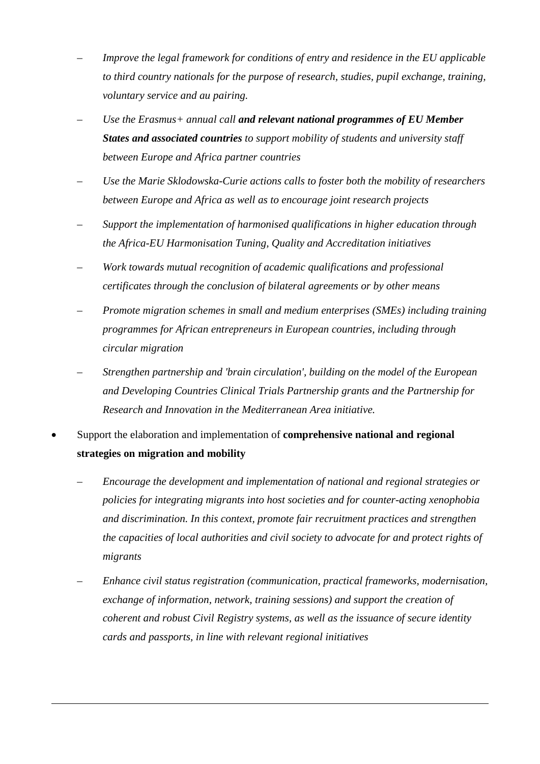- *Improve the legal framework for conditions of entry and residence in the EU applicable to third country nationals for the purpose of research, studies, pupil exchange, training, voluntary service and au pairing.*
  - *Use the Erasmus+ annual call **and relevant national programmes of EU Member States and associated countries** to support mobility of students and university staff between Europe and Africa partner countries*
  - *Use the Marie Sklodowska-Curie actions calls to foster both the mobility of researchers between Europe and Africa as well as to encourage joint research projects*
  - *Support the implementation of harmonised qualifications in higher education through the Africa-EU Harmonisation Tuning, Quality and Accreditation initiatives*
  - *Work towards mutual recognition of academic qualifications and professional certificates through the conclusion of bilateral agreements or by other means*
  - *Promote migration schemes in small and medium enterprises (SMEs) including training programmes for African entrepreneurs in European countries, including through circular migration*
  - *Strengthen partnership and 'brain circulation', building on the model of the European and Developing Countries Clinical Trials Partnership grants and the Partnership for Research and Innovation in the Mediterranean Area initiative.*

- Support the elaboration and implementation of **comprehensive national and regional strategies on migration and mobility**
  - *Encourage the development and implementation of national and regional strategies or policies for integrating migrants into host societies and for counter-acting xenophobia and discrimination. In this context, promote fair recruitment practices and strengthen the capacities of local authorities and civil society to advocate for and protect rights of migrants*
  - *Enhance civil status registration (communication, practical frameworks, modernisation, exchange of information, network, training sessions) and support the creation of coherent and robust Civil Registry systems, as well as the issuance of secure identity cards and passports, in line with relevant regional initiatives*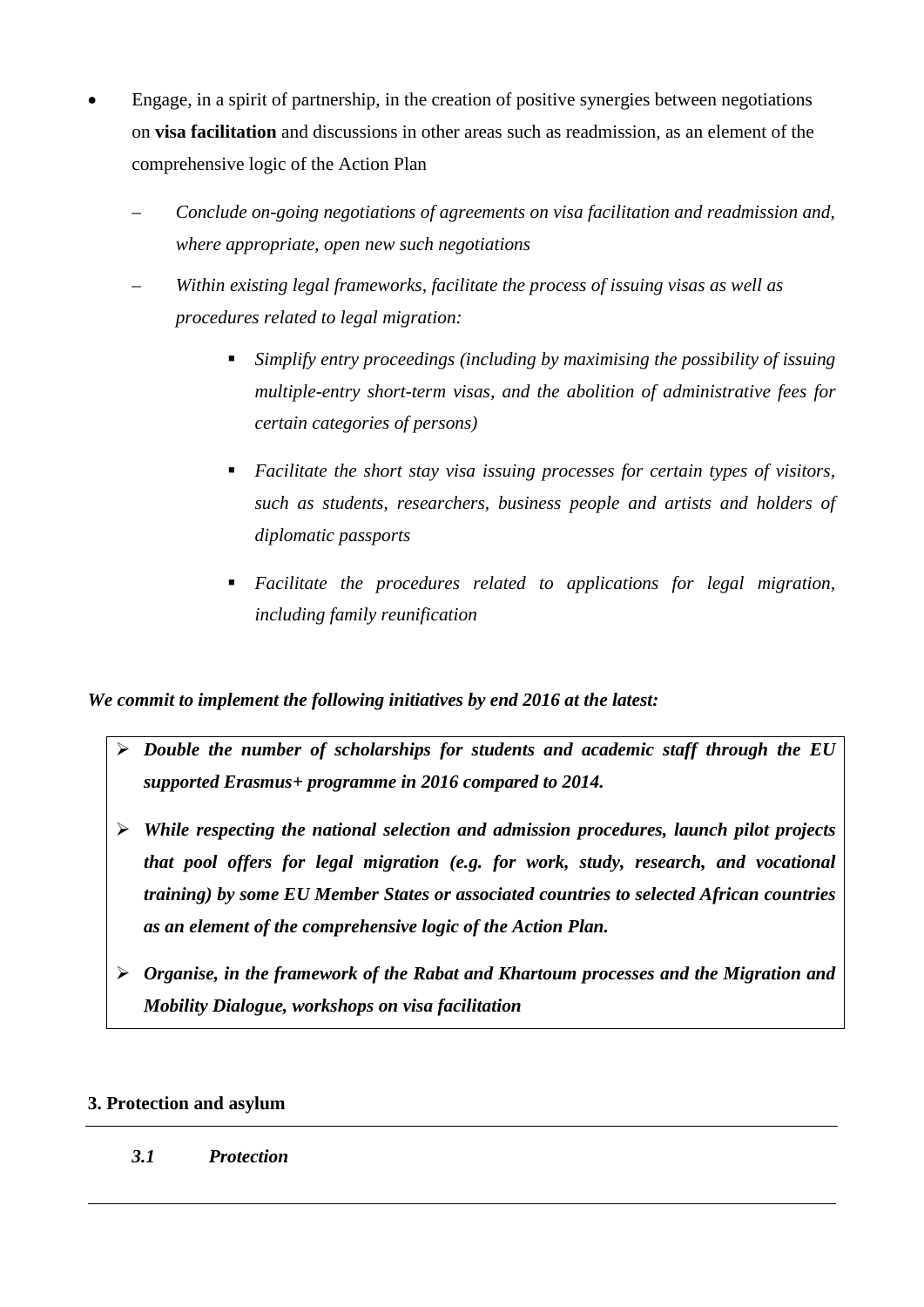- Engage, in a spirit of partnership, in the creation of positive synergies between negotiations on **visa facilitation** and discussions in other areas such as readmission, as an element of the comprehensive logic of the Action Plan

  - *Conclude on-going negotiations of agreements on visa facilitation and readmission and, where appropriate, open new such negotiations*
  - *Within existing legal frameworks, facilitate the process of issuing visas as well as procedures related to legal migration:*
    - *Simplify entry proceedings (including by maximising the possibility of issuing multiple-entry short-term visas, and the abolition of administrative fees for certain categories of persons)*
    - *Facilitate the short stay visa issuing processes for certain types of visitors, such as students, researchers, business people and artists and holders of diplomatic passports*
    - *Facilitate the procedures related to applications for legal migration, including family reunification*

***We commit to implement the following initiatives by end 2016 at the latest:***

- ***Double the number of scholarships for students and academic staff through the EU supported Erasmus+ programme in 2016 compared to 2014.***
- ***While respecting the national selection and admission procedures, launch pilot projects that pool offers for legal migration (e.g. for work, study, research, and vocational training) by some EU Member States or associated countries to selected African countries as an element of the comprehensive logic of the Action Plan.***
- ***Organise, in the framework of the Rabat and Khartoum processes and the Migration and Mobility Dialogue, workshops on visa facilitation***

## 3. Protection and asylum

### *3.1 Protection*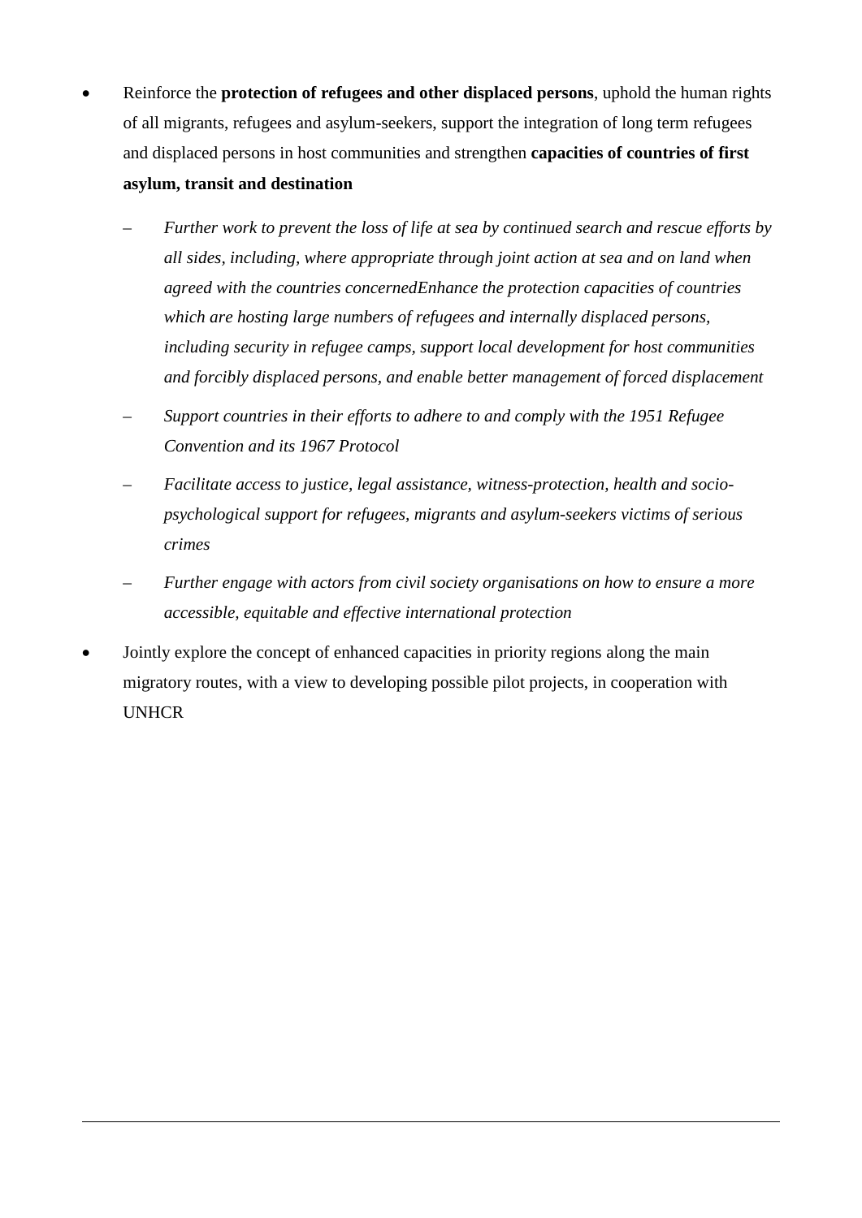- Reinforce the **protection of refugees and other displaced persons**, uphold the human rights of all migrants, refugees and asylum-seekers, support the integration of long term refugees and displaced persons in host communities and strengthen **capacities of countries of first asylum, transit and destination**

  – *Further work to prevent the loss of life at sea by continued search and rescue efforts by all sides, including, where appropriate through joint action at sea and on land when agreed with the countries concernedEnhance the protection capacities of countries which are hosting large numbers of refugees and internally displaced persons, including security in refugee camps, support local development for host communities and forcibly displaced persons, and enable better management of forced displacement*

  – *Support countries in their efforts to adhere to and comply with the 1951 Refugee Convention and its 1967 Protocol*

  – *Facilitate access to justice, legal assistance, witness-protection, health and socio-psychological support for refugees, migrants and asylum-seekers victims of serious crimes*

  – *Further engage with actors from civil society organisations on how to ensure a more accessible, equitable and effective international protection*

- Jointly explore the concept of enhanced capacities in priority regions along the main migratory routes, with a view to developing possible pilot projects, in cooperation with UNHCR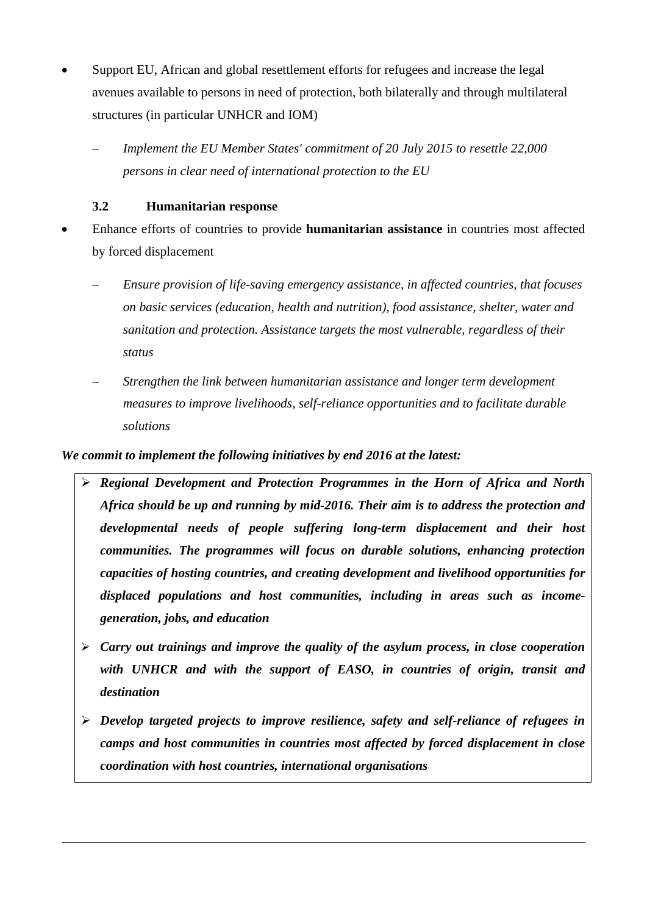- Support EU, African and global resettlement efforts for refugees and increase the legal avenues available to persons in need of protection, both bilaterally and through multilateral structures (in particular UNHCR and IOM)

  – *Implement the EU Member States' commitment of 20 July 2015 to resettle 22,000 persons in clear need of international protection to the EU*

### 3.2 Humanitarian response

- Enhance efforts of countries to provide **humanitarian assistance** in countries most affected by forced displacement

  – *Ensure provision of life-saving emergency assistance, in affected countries, that focuses on basic services (education, health and nutrition), food assistance, shelter, water and sanitation and protection. Assistance targets the most vulnerable, regardless of their status*

  – *Strengthen the link between humanitarian assistance and longer term development measures to improve livelihoods, self-reliance opportunities and to facilitate durable solutions*

***We commit to implement the following initiatives by end 2016 at the latest:***

- ***Regional Development and Protection Programmes in the Horn of Africa and North Africa should be up and running by mid-2016. Their aim is to address the protection and developmental needs of people suffering long-term displacement and their host communities. The programmes will focus on durable solutions, enhancing protection capacities of hosting countries, and creating development and livelihood opportunities for displaced populations and host communities, including in areas such as income-generation, jobs, and education***
- ***Carry out trainings and improve the quality of the asylum process, in close cooperation with UNHCR and with the support of EASO, in countries of origin, transit and destination***
- ***Develop targeted projects to improve resilience, safety and self-reliance of refugees in camps and host communities in countries most affected by forced displacement in close coordination with host countries, international organisations***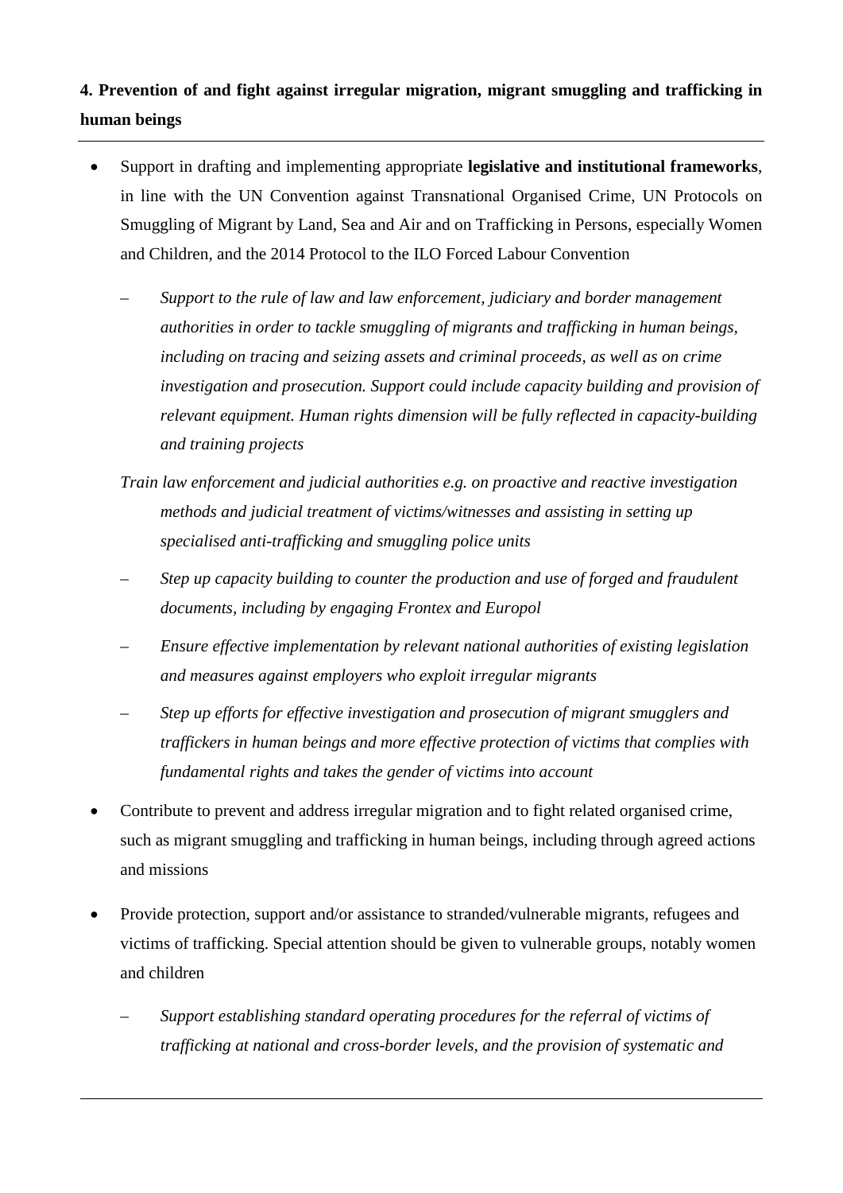**4. Prevention of and fight against irregular migration, migrant smuggling and trafficking in human beings**

- Support in drafting and implementing appropriate **legislative and institutional frameworks**, in line with the UN Convention against Transnational Organised Crime, UN Protocols on Smuggling of Migrant by Land, Sea and Air and on Trafficking in Persons, especially Women and Children, and the 2014 Protocol to the ILO Forced Labour Convention

  – *Support to the rule of law and law enforcement, judiciary and border management authorities in order to tackle smuggling of migrants and trafficking in human beings, including on tracing and seizing assets and criminal proceeds, as well as on crime investigation and prosecution. Support could include capacity building and provision of relevant equipment. Human rights dimension will be fully reflected in capacity-building and training projects*

  *Train law enforcement and judicial authorities e.g. on proactive and reactive investigation methods and judicial treatment of victims/witnesses and assisting in setting up specialised anti-trafficking and smuggling police units*

  – *Step up capacity building to counter the production and use of forged and fraudulent documents, including by engaging Frontex and Europol*

  – *Ensure effective implementation by relevant national authorities of existing legislation and measures against employers who exploit irregular migrants*

  – *Step up efforts for effective investigation and prosecution of migrant smugglers and traffickers in human beings and more effective protection of victims that complies with fundamental rights and takes the gender of victims into account*

- Contribute to prevent and address irregular migration and to fight related organised crime, such as migrant smuggling and trafficking in human beings, including through agreed actions and missions

- Provide protection, support and/or assistance to stranded/vulnerable migrants, refugees and victims of trafficking. Special attention should be given to vulnerable groups, notably women and children

  – *Support establishing standard operating procedures for the referral of victims of trafficking at national and cross-border levels, and the provision of systematic and*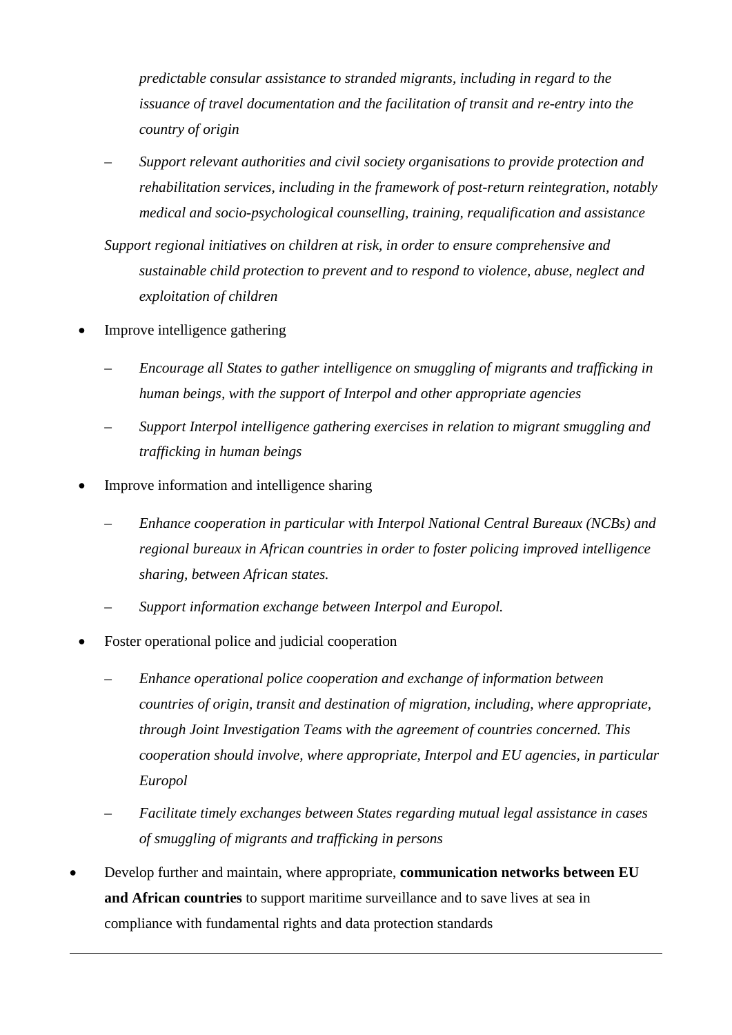*predictable consular assistance to stranded migrants, including in regard to the issuance of travel documentation and the facilitation of transit and re-entry into the country of origin*

  – *Support relevant authorities and civil society organisations to provide protection and rehabilitation services, including in the framework of post-return reintegration, notably medical and socio-psychological counselling, training, requalification and assistance*

  *Support regional initiatives on children at risk, in order to ensure comprehensive and sustainable child protection to prevent and to respond to violence, abuse, neglect and exploitation of children*

- Improve intelligence gathering
  - *Encourage all States to gather intelligence on smuggling of migrants and trafficking in human beings, with the support of Interpol and other appropriate agencies*
  - *Support Interpol intelligence gathering exercises in relation to migrant smuggling and trafficking in human beings*
- Improve information and intelligence sharing
  - *Enhance cooperation in particular with Interpol National Central Bureaux (NCBs) and regional bureaux in African countries in order to foster policing improved intelligence sharing, between African states.*
  - *Support information exchange between Interpol and Europol.*
- Foster operational police and judicial cooperation
  - *Enhance operational police cooperation and exchange of information between countries of origin, transit and destination of migration, including, where appropriate, through Joint Investigation Teams with the agreement of countries concerned. This cooperation should involve, where appropriate, Interpol and EU agencies, in particular Europol*
  - *Facilitate timely exchanges between States regarding mutual legal assistance in cases of smuggling of migrants and trafficking in persons*
- Develop further and maintain, where appropriate, **communication networks between EU and African countries** to support maritime surveillance and to save lives at sea in compliance with fundamental rights and data protection standards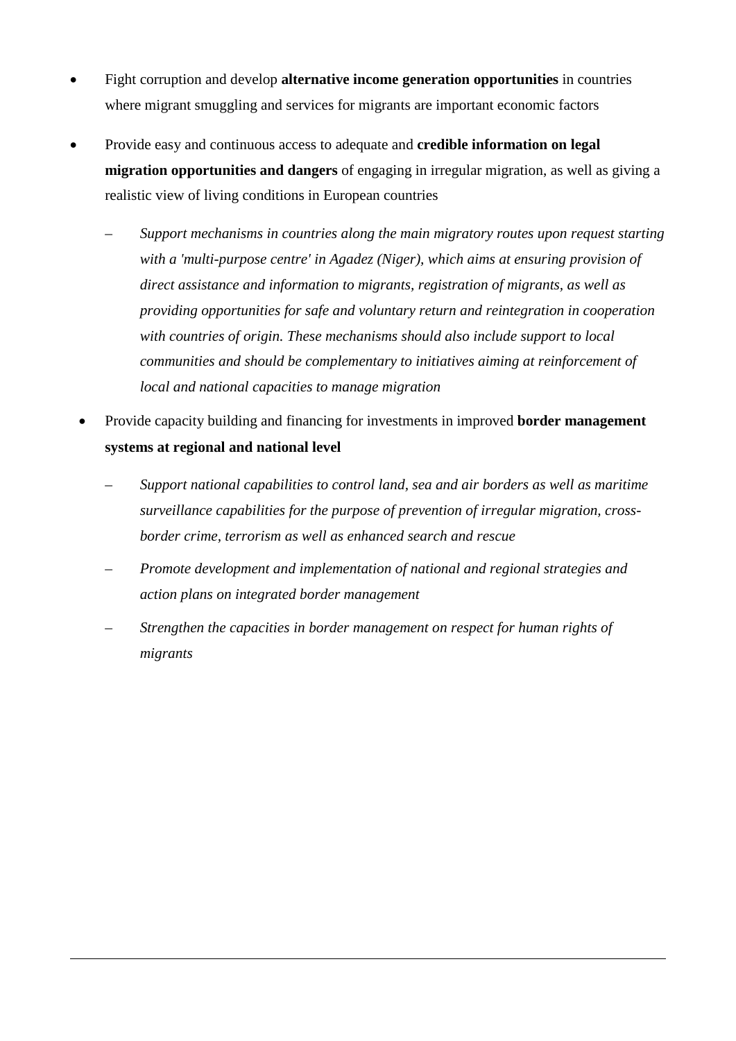- Fight corruption and develop **alternative income generation opportunities** in countries where migrant smuggling and services for migrants are important economic factors
- Provide easy and continuous access to adequate and **credible information on legal migration opportunities and dangers** of engaging in irregular migration, as well as giving a realistic view of living conditions in European countries
  - *Support mechanisms in countries along the main migratory routes upon request starting with a 'multi-purpose centre' in Agadez (Niger), which aims at ensuring provision of direct assistance and information to migrants, registration of migrants, as well as providing opportunities for safe and voluntary return and reintegration in cooperation with countries of origin. These mechanisms should also include support to local communities and should be complementary to initiatives aiming at reinforcement of local and national capacities to manage migration*
- Provide capacity building and financing for investments in improved **border management systems at regional and national level**
  - *Support national capabilities to control land, sea and air borders as well as maritime surveillance capabilities for the purpose of prevention of irregular migration, cross-border crime, terrorism as well as enhanced search and rescue*
  - *Promote development and implementation of national and regional strategies and action plans on integrated border management*
  - *Strengthen the capacities in border management on respect for human rights of migrants*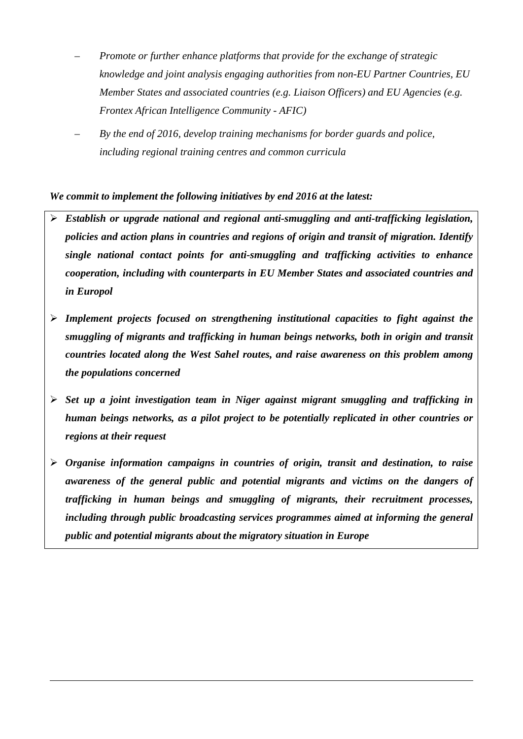- *Promote or further enhance platforms that provide for the exchange of strategic knowledge and joint analysis engaging authorities from non-EU Partner Countries, EU Member States and associated countries (e.g. Liaison Officers) and EU Agencies (e.g. Frontex African Intelligence Community - AFIC)*
- *By the end of 2016, develop training mechanisms for border guards and police, including regional training centres and common curricula*

***We commit to implement the following initiatives by end 2016 at the latest:***

- ***Establish or upgrade national and regional anti-smuggling and anti-trafficking legislation, policies and action plans in countries and regions of origin and transit of migration. Identify single national contact points for anti-smuggling and trafficking activities to enhance cooperation, including with counterparts in EU Member States and associated countries and in Europol***
- ***Implement projects focused on strengthening institutional capacities to fight against the smuggling of migrants and trafficking in human beings networks, both in origin and transit countries located along the West Sahel routes, and raise awareness on this problem among the populations concerned***
- ***Set up a joint investigation team in Niger against migrant smuggling and trafficking in human beings networks, as a pilot project to be potentially replicated in other countries or regions at their request***
- ***Organise information campaigns in countries of origin, transit and destination, to raise awareness of the general public and potential migrants and victims on the dangers of trafficking in human beings and smuggling of migrants, their recruitment processes, including through public broadcasting services programmes aimed at informing the general public and potential migrants about the migratory situation in Europe***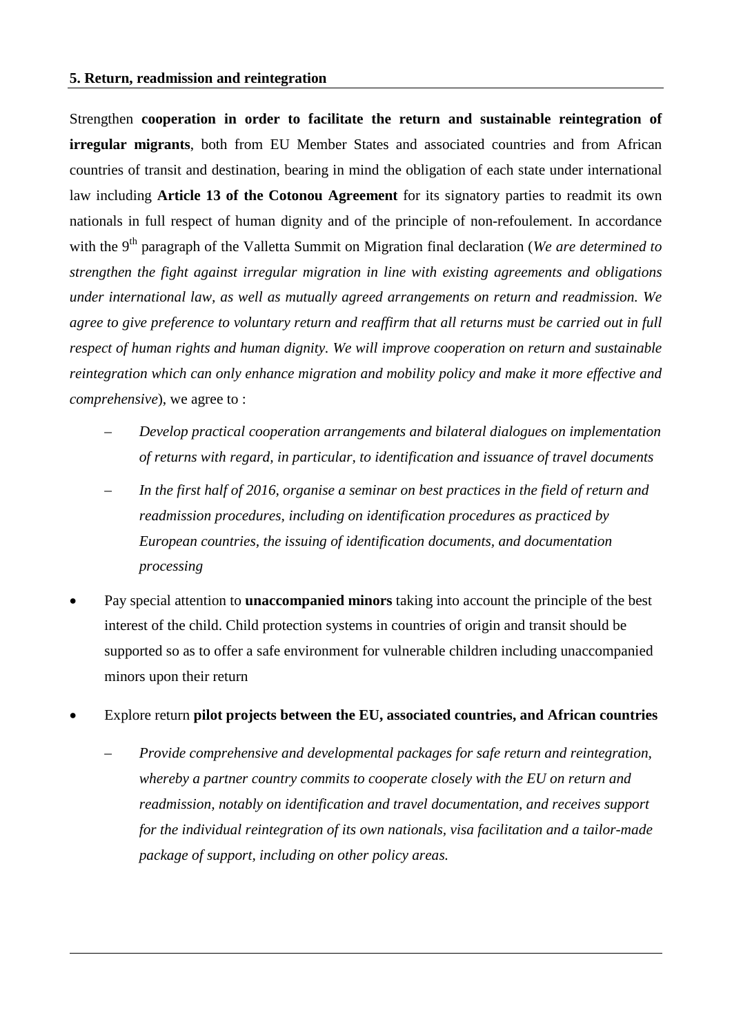**5. Return, readmission and reintegration**

Strengthen **cooperation in order to facilitate the return and sustainable reintegration of irregular migrants**, both from EU Member States and associated countries and from African countries of transit and destination, bearing in mind the obligation of each state under international law including **Article 13 of the Cotonou Agreement** for its signatory parties to readmit its own nationals in full respect of human dignity and of the principle of non-refoulement. In accordance with the 9th paragraph of the Valletta Summit on Migration final declaration (*We are determined to strengthen the fight against irregular migration in line with existing agreements and obligations under international law, as well as mutually agreed arrangements on return and readmission. We agree to give preference to voluntary return and reaffirm that all returns must be carried out in full respect of human rights and human dignity. We will improve cooperation on return and sustainable reintegration which can only enhance migration and mobility policy and make it more effective and comprehensive*), we agree to :

- *Develop practical cooperation arrangements and bilateral dialogues on implementation of returns with regard, in particular, to identification and issuance of travel documents*
- *In the first half of 2016, organise a seminar on best practices in the field of return and readmission procedures, including on identification procedures as practiced by European countries, the issuing of identification documents, and documentation processing*

- Pay special attention to **unaccompanied minors** taking into account the principle of the best interest of the child. Child protection systems in countries of origin and transit should be supported so as to offer a safe environment for vulnerable children including unaccompanied minors upon their return

- Explore return **pilot projects between the EU, associated countries, and African countries**
  - *Provide comprehensive and developmental packages for safe return and reintegration, whereby a partner country commits to cooperate closely with the EU on return and readmission, notably on identification and travel documentation, and receives support for the individual reintegration of its own nationals, visa facilitation and a tailor-made package of support, including on other policy areas.*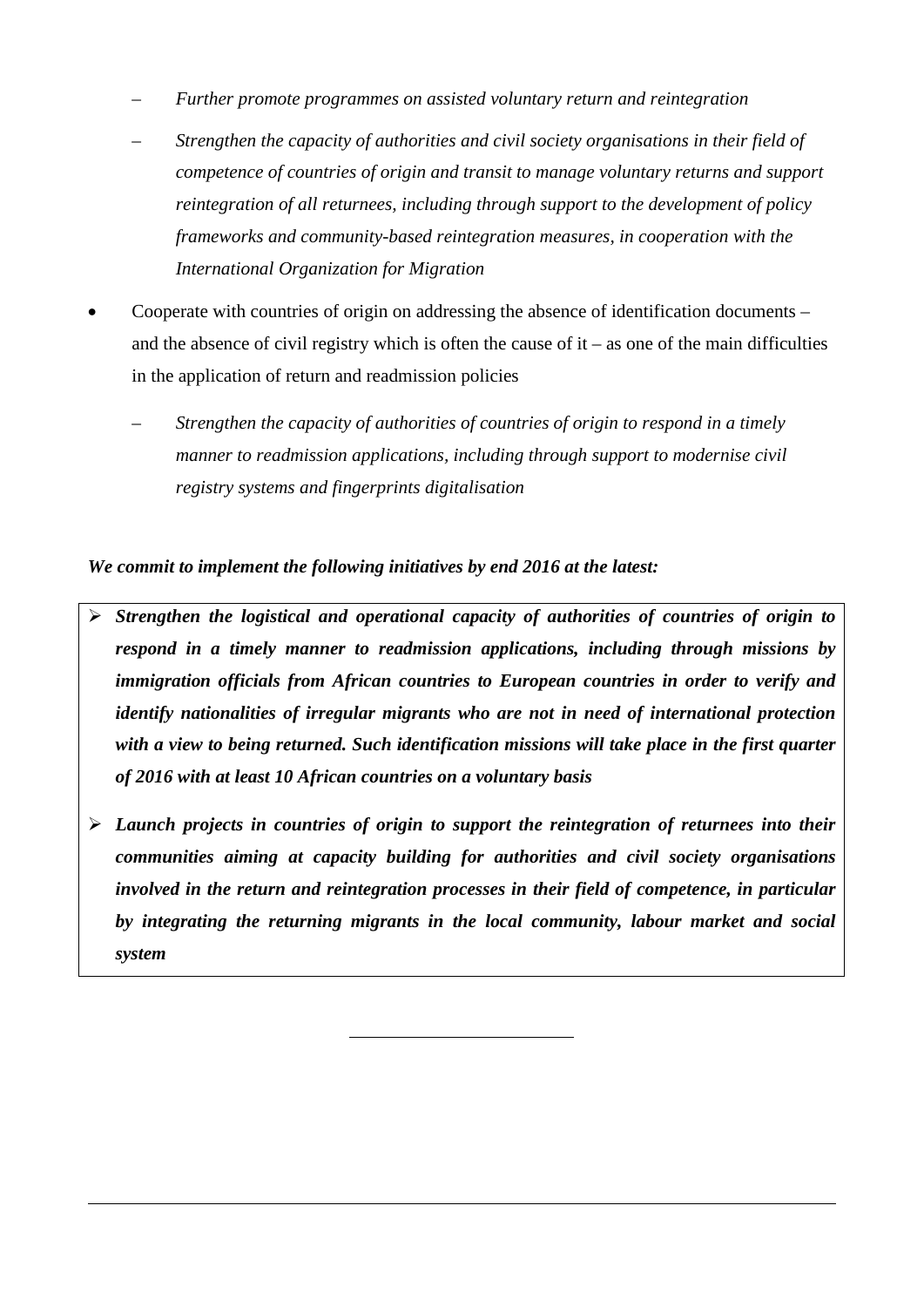- *Further promote programmes on assisted voluntary return and reintegration*
- *Strengthen the capacity of authorities and civil society organisations in their field of competence of countries of origin and transit to manage voluntary returns and support reintegration of all returnees, including through support to the development of policy frameworks and community-based reintegration measures, in cooperation with the International Organization for Migration*

- Cooperate with countries of origin on addressing the absence of identification documents – and the absence of civil registry which is often the cause of it – as one of the main difficulties in the application of return and readmission policies
  - *Strengthen the capacity of authorities of countries of origin to respond in a timely manner to readmission applications, including through support to modernise civil registry systems and fingerprints digitalisation*

***We commit to implement the following initiatives by end 2016 at the latest:***

- ***Strengthen the logistical and operational capacity of authorities of countries of origin to respond in a timely manner to readmission applications, including through missions by immigration officials from African countries to European countries in order to verify and identify nationalities of irregular migrants who are not in need of international protection with a view to being returned. Such identification missions will take place in the first quarter of 2016 with at least 10 African countries on a voluntary basis***
- ***Launch projects in countries of origin to support the reintegration of returnees into their communities aiming at capacity building for authorities and civil society organisations involved in the return and reintegration processes in their field of competence, in particular by integrating the returning migrants in the local community, labour market and social system***